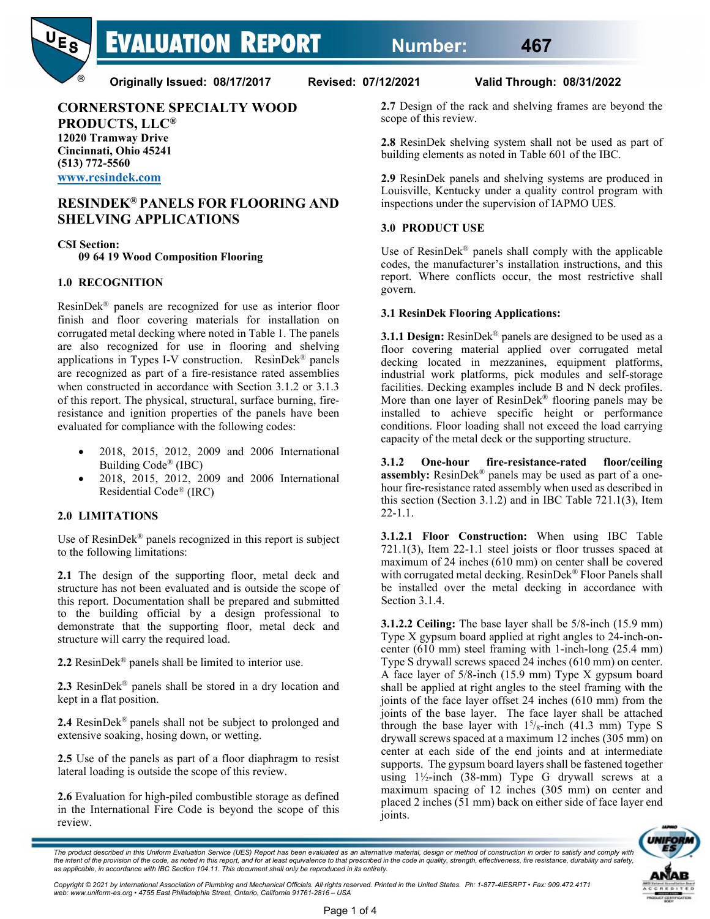# EVALUATION REPORT Number: 467

**Originally Issued: 08/17/2017 Revised: 07/12/2021 Valid Through: 08/31/2022**

**CORNERSTONE SPECIALTY WOOD PRODUCTS, LLC®**
**12020 Tramway Drive**
**Cincinnati, Ohio 45241**
**(513) 772-5560**
**www.resindek.com**

## RESINDEK® PANELS FOR FLOORING AND SHELVING APPLICATIONS

**CSI Section:**
**09 64 19 Wood Composition Flooring**

### 1.0 RECOGNITION

ResinDek® panels are recognized for use as interior floor finish and floor covering materials for installation on corrugated metal decking where noted in Table 1. The panels are also recognized in flooring and shelving applications in Types I-V construction. ResinDek® panels are recognized as part of a fire-resistance rated assemblies when constructed in accordance with Section 3.1.2 or 3.1.3 of this report. The physical, structural, surface burning, fire-resistance and ignition properties of the panels have been evaluated for compliance with the following codes:

- 2018, 2015, 2012, 2009 and 2006 International Building Code® (IBC)
- 2018, 2015, 2012, 2009 and 2006 International Residential Code® (IRC)

### 2.0 LIMITATIONS

Use of ResinDek® panels recognized in this report is subject to the following limitations:

**2.1** The design of the supporting floor, metal deck and structure has not been evaluated and is outside the scope of this report. Documentation shall be prepared and submitted to the building official by a design professional to demonstrate that the supporting floor, metal deck and structure will carry the required load.

**2.2** ResinDek® panels shall be limited to interior use.

**2.3** ResinDek® panels shall be stored in a dry location and kept in a flat position.

**2.4** ResinDek® panels shall not be subject to prolonged and extensive soaking, hosing down, or wetting.

**2.5** Use of the panels as part of a floor diaphragm to resist lateral loading is outside the scope of this review.

**2.6** Evaluation for high-piled combustible storage as defined in the International Fire Code is beyond the scope of this review.

**2.7** Design of the rack and shelving frames are beyond the scope of this review.

**2.8** ResinDek shelving system shall not be used as part of building elements as noted in Table 601 of the IBC.

**2.9** ResinDek panels and shelving systems are produced in Louisville, Kentucky under a quality control program with inspections under the supervision of IAPMO UES.

### 3.0 PRODUCT USE

Use of ResinDek® panels shall comply with the applicable codes, the manufacturer's installation instructions, and this report. Where conflicts occur, the most restrictive shall govern.

#### 3.1 ResinDek Flooring Applications:

**3.1.1 Design:** ResinDek® panels are designed to be used as a floor covering material applied over corrugated metal decking located in mezzanines, equipment platforms, industrial work platforms, pick modules and self-storage facilities. Decking examples include B and N deck profiles. More than one layer of ResinDek® flooring panels may be installed to achieve specific height or performance conditions. Floor loading shall not exceed the load carrying capacity of the metal deck or the supporting structure.

**3.1.2 One-hour fire-resistance-rated floor/ceiling assembly:** ResinDek® panels may be used as part of a one-hour fire-resistance rated assembly when used as described in this section (Section 3.1.2) and in IBC Table 721.1(3), Item 22-1.1.

**3.1.2.1 Floor Construction:** When using IBC Table 721.1(3), Item 22-1.1 steel joists or floor trusses spaced at maximum of 24 inches (610 mm) on center shall be covered with corrugated metal decking. ResinDek® Floor Panels shall be installed over the metal decking in accordance with Section 3.1.4.

**3.1.2.2 Ceiling:** The base layer shall be 5/8-inch (15.9 mm) Type X gypsum board applied at right angles to 24-inch-on-center (610 mm) steel framing with 1-inch-long (25.4 mm) Type S drywall screws spaced 24 inches (610 mm) on center. A face layer of 5/8-inch (15.9 mm) Type X gypsum board shall be applied at right angles to the steel framing with the joints of the face layer offset 24 inches (610 mm) from the joints of the base layer. The face layer shall be attached through the base layer with $1^5/_8$-inch (41.3 mm) Type S drywall screws spaced at a maximum 12 inches (305 mm) on center at each side of the end joints and at intermediate supports. The gypsum board layers shall be fastened together using 1½-inch (38-mm) Type G drywall screws at a maximum spacing of 12 inches (305 mm) on center and placed 2 inches (51 mm) back on either side of face layer end joints.

*The product described in this Uniform Evaluation Service (UES) Report has been evaluated as an alternative material, design or method of construction in order to satisfy and comply with the intent of the provision of the code, as noted in this report, and for at least equivalence to that prescribed in the code in quality, strength, effectiveness, fire resistance, durability and safety, as applicable, in accordance with IBC Section 104.11. This document shall only be reproduced in its entirety.*

*Copyright © 2021 by International Association of Plumbing and Mechanical Officials. All rights reserved. Printed in the United States. Ph: 1-877-4IESRPT • Fax: 909.472.4171 web: www.uniform-es.org • 4755 East Philadelphia Street, Ontario, California 91761-2816 – USA*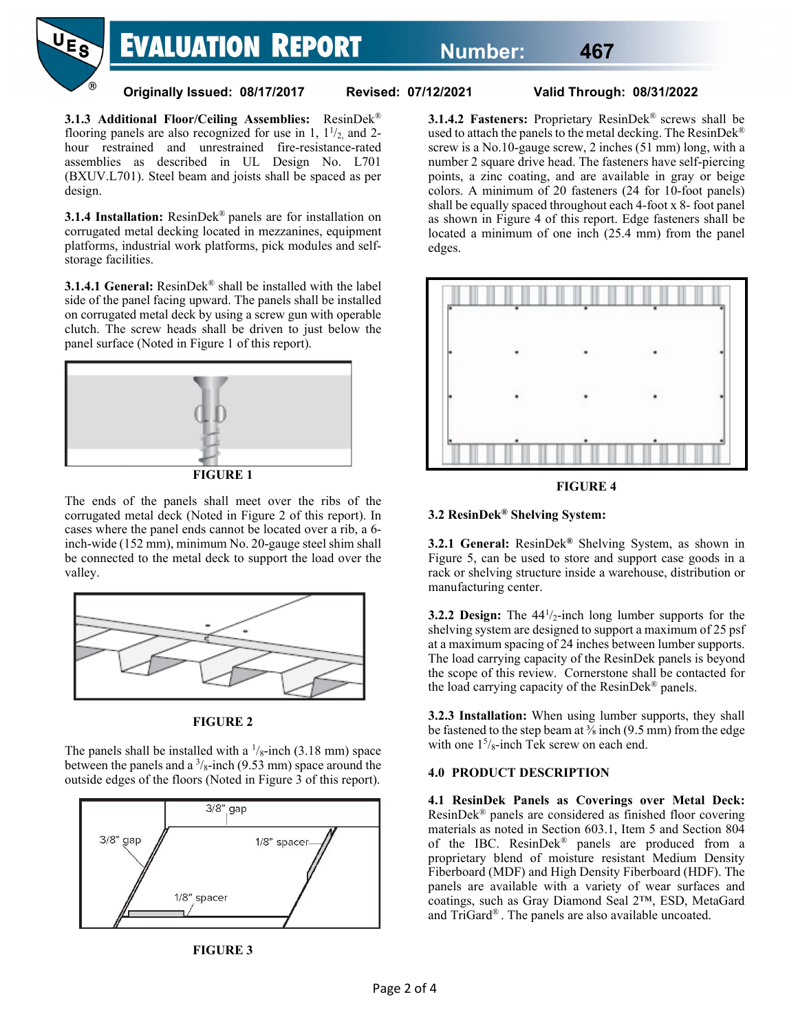**3.1.3 Additional Floor/Ceiling Assemblies:** ResinDek® flooring panels are also recognized for use in 1, 1$^1/_2$, and 2-hour restrained and unrestrained fire-resistance-rated assemblies as described in UL Design No. L701 (BXUV.L701). Steel beam and joists shall be spaced as per design.

**3.1.4 Installation:** ResinDek® panels are for installation on corrugated metal decking located in mezzanines, equipment platforms, industrial work platforms, pick modules and self-storage facilities.

**3.1.4.1 General:** ResinDek® shall be installed with the label side of the panel facing upward. The panels shall be installed on corrugated metal deck by using a screw gun with operable clutch. The screw heads shall be driven to just below the panel surface (Noted in Figure 1 of this report).

**FIGURE 1**

The ends of the panels shall meet over the ribs of the corrugated metal deck (Noted in Figure 2 of this report). In cases where the panel ends cannot be located over a rib, a 6-inch-wide (152 mm), minimum No. 20-gauge steel shim shall be connected to the metal deck to support the load over the valley.

**FIGURE 2**

The panels shall be installed with a $^1/_8$-inch (3.18 mm) space between the panels and a $^3/_8$-inch (9.53 mm) space around the outside edges of the floors (Noted in Figure 3 of this report).

3/8" gap

3/8" gap

1/8" spacer

1/8" spacer

**FIGURE 3**

**3.1.4.2 Fasteners:** Proprietary ResinDek® screws shall be used to attach the panels to the metal decking. The ResinDek® screw is a No.10-gauge screw, 2 inches (51 mm) long, with a number 2 square drive head. The fasteners have self-piercing points, a zinc coating, and are available in gray or beige colors. A minimum of 20 fasteners (24 for 10-foot panels) shall be equally spaced throughout each 4-foot x 8- foot panel as shown in Figure 4 of this report. Edge fasteners shall be located a minimum of one inch (25.4 mm) from the panel edges.

**FIGURE 4**

## 3.2 ResinDek® Shelving System:

**3.2.1 General:** ResinDek® Shelving System, as shown in Figure 5, can be used to store and support case goods in a rack or shelving structure inside a warehouse, distribution or manufacturing center.

**3.2.2 Design:** The 44$^1/_2$-inch long lumber supports for the shelving system are designed to support a maximum of 25 psf at a maximum spacing of 24 inches between lumber supports. The load carrying capacity of the ResinDek panels is beyond the scope of this review. Cornerstone shall be contacted for the load carrying capacity of the ResinDek® panels.

**3.2.3 Installation:** When using lumber supports, they shall be fastened to the step beam at ⅜ inch (9.5 mm) from the edge with one 1$^5/_8$-inch Tek screw on each end.

## 4.0 PRODUCT DESCRIPTION

**4.1 ResinDek Panels as Coverings over Metal Deck:** ResinDek® panels are considered as finished floor covering materials as noted in Section 603.1, Item 5 and Section 804 of the IBC. ResinDek® panels are produced from a proprietary blend of moisture resistant Medium Density Fiberboard (MDF) and High Density Fiberboard (HDF). The panels are available with a variety of wear surfaces and coatings, such as Gray Diamond Seal 2™, ESD, MetaGard and TriGard®. The panels are also available uncoated.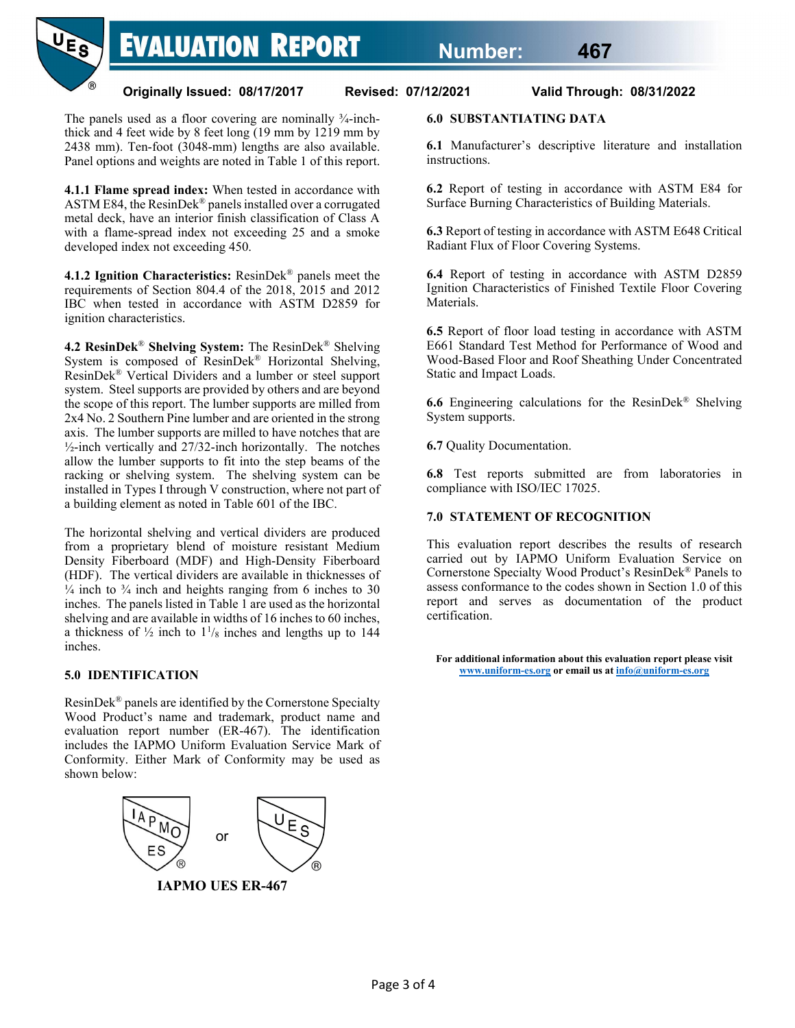The panels used as a floor covering are nominally ¾-inch-thick and 4 feet wide by 8 feet long (19 mm by 1219 mm by 2438 mm). Ten-foot (3048-mm) lengths are also available. Panel options and weights are noted in Table 1 of this report.

**4.1.1 Flame spread index:** When tested in accordance with ASTM E84, the ResinDek® panels installed over a corrugated metal deck, have an interior finish classification of Class A with a flame-spread index not exceeding 25 and a smoke developed index not exceeding 450.

**4.1.2 Ignition Characteristics:** ResinDek® panels meet the requirements of Section 804.4 of the 2018, 2015 and 2012 IBC when tested in accordance with ASTM D2859 for ignition characteristics.

**4.2 ResinDek® Shelving System:** The ResinDek® Shelving System is composed of ResinDek® Horizontal Shelving, ResinDek® Vertical Dividers and a lumber or steel support system. Steel supports are provided by others and are beyond the scope of this report. The lumber supports are milled from 2x4 No. 2 Southern Pine lumber and are oriented in the strong axis. The lumber supports are milled to have notches that are ½-inch vertically and 27/32-inch horizontally. The notches allow the lumber supports to fit into the step beams of the racking or shelving system. The shelving system can be installed in Types I through V construction, where not part of a building element as noted in Table 601 of the IBC.

The horizontal shelving and vertical dividers are produced from a proprietary blend of moisture resistant Medium Density Fiberboard (MDF) and High-Density Fiberboard (HDF). The vertical dividers are available in thicknesses of ¼ inch to ¾ inch and heights ranging from 6 inches to 30 inches. The panels listed in Table 1 are used as the horizontal shelving and are available in widths of 16 inches to 60 inches, a thickness of ½ inch to $1^{1}/_{8}$ inches and lengths up to 144 inches.

## 5.0 IDENTIFICATION

ResinDek® panels are identified by the Cornerstone Specialty Wood Product's name and trademark, product name and evaluation report number (ER-467). The identification includes the IAPMO Uniform Evaluation Service Mark of Conformity. Either Mark of Conformity may be used as shown below:

IAPMO ES or UES

**IAPMO UES ER-467**

## 6.0 SUBSTANTIATING DATA

**6.1** Manufacturer's descriptive literature and installation instructions.

**6.2** Report of testing in accordance with ASTM E84 for Surface Burning Characteristics of Building Materials.

**6.3** Report of testing in accordance with ASTM E648 Critical Radiant Flux of Floor Covering Systems.

**6.4** Report of testing in accordance with ASTM D2859 Ignition Characteristics of Finished Textile Floor Covering Materials.

**6.5** Report of floor load testing in accordance with ASTM E661 Standard Test Method for Performance of Wood and Wood-Based Floor and Roof Sheathing Under Concentrated Static and Impact Loads.

**6.6** Engineering calculations for the ResinDek® Shelving System supports.

**6.7** Quality Documentation.

**6.8** Test reports submitted are from laboratories in compliance with ISO/IEC 17025.

## 7.0 STATEMENT OF RECOGNITION

This evaluation report describes the results of research carried out by IAPMO Uniform Evaluation Service on Cornerstone Specialty Wood Product's ResinDek® Panels to assess conformance to the codes shown in Section 1.0 of this report and serves as documentation of the product certification.

**For additional information about this evaluation report please visit www.uniform-es.org or email us at info@uniform-es.org**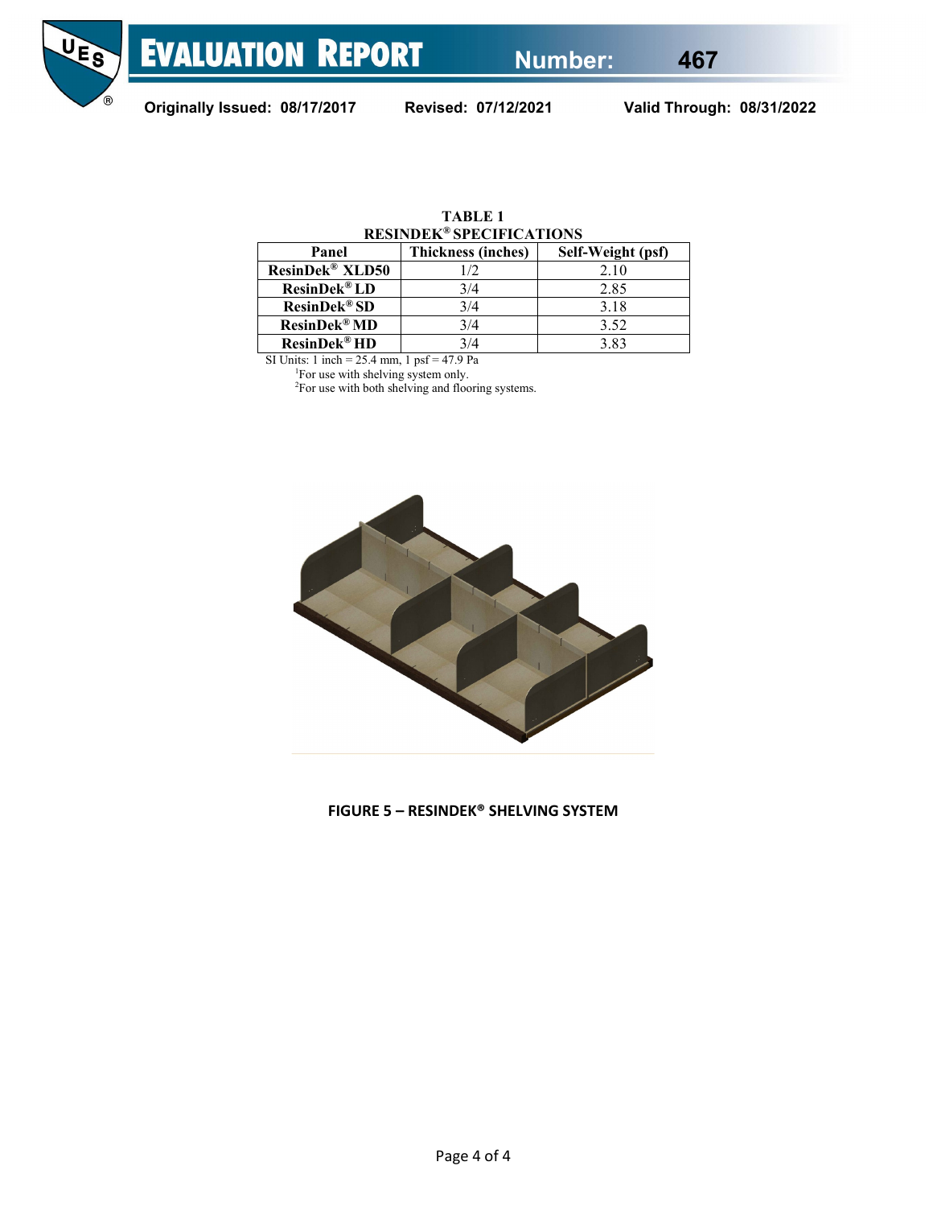**TABLE 1**
**RESINDEK® SPECIFICATIONS**

| Panel | Thickness (inches) | Self-Weight (psf) |
|---|---|---|
| ResinDek® XLD50 | 1/2 | 2.10 |
| ResinDek® LD | 3/4 | 2.85 |
| ResinDek® SD | 3/4 | 3.18 |
| ResinDek® MD | 3/4 | 3.52 |
| ResinDek® HD | 3/4 | 3.83 |

SI Units: 1 inch = 25.4 mm, 1 psf = 47.9 Pa

[1]For use with shelving system only.

[2]For use with both shelving and flooring systems.

**FIGURE 5 – RESINDEK® SHELVING SYSTEM**